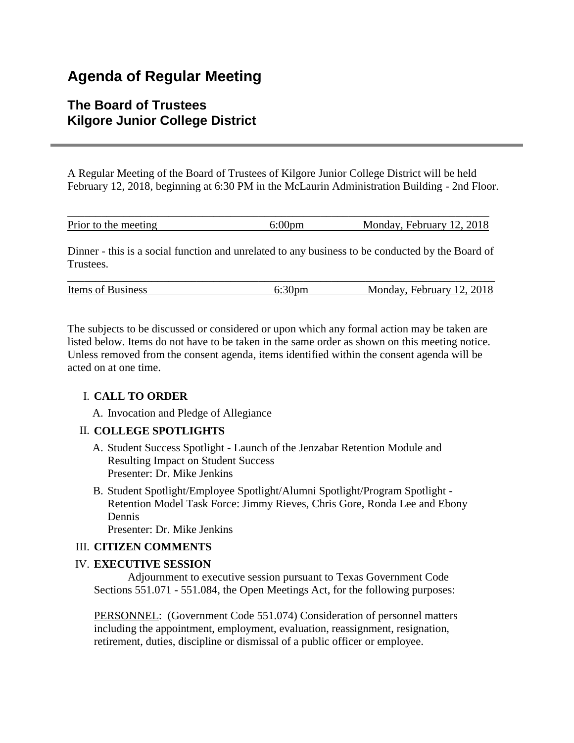# Agenda of Regular Meeting

## The Board of Trustees
## Kilgore Junior College District

A Regular Meeting of the Board of Trustees of Kilgore Junior College District will be held February 12, 2018, beginning at 6:30 PM in the McLaurin Administration Building - 2nd Floor.

| Prior to the meeting | 6:00pm | Monday, February 12, 2018 |
|---|---|---|

Dinner - this is a social function and unrelated to any business to be conducted by the Board of Trustees.

| Items of Business | 6:30pm | Monday, February 12, 2018 |
|---|---|---|

The subjects to be discussed or considered or upon which any formal action may be taken are listed below. Items do not have to be taken in the same order as shown on this meeting notice. Unless removed from the consent agenda, items identified within the consent agenda will be acted on at one time.

I. **CALL TO ORDER**

   A. Invocation and Pledge of Allegiance

II. **COLLEGE SPOTLIGHTS**

   A. Student Success Spotlight - Launch of the Jenzabar Retention Module and Resulting Impact on Student Success
      Presenter: Dr. Mike Jenkins

   B. Student Spotlight/Employee Spotlight/Alumni Spotlight/Program Spotlight - Retention Model Task Force: Jimmy Rieves, Chris Gore, Ronda Lee and Ebony Dennis
      Presenter: Dr. Mike Jenkins

III. **CITIZEN COMMENTS**

IV. **EXECUTIVE SESSION**

   Adjournment to executive session pursuant to Texas Government Code Sections 551.071 - 551.084, the Open Meetings Act, for the following purposes:

   PERSONNEL: (Government Code 551.074) Consideration of personnel matters including the appointment, employment, evaluation, reassignment, resignation, retirement, duties, discipline or dismissal of a public officer or employee.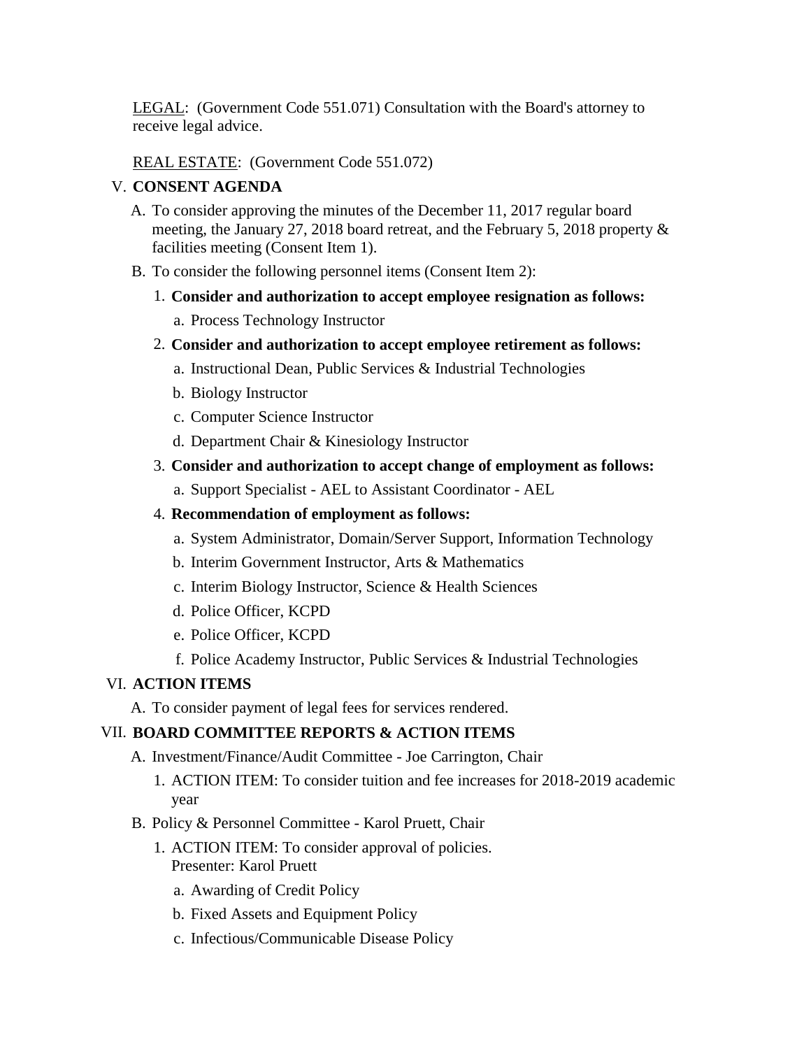<u>LEGAL</u>: (Government Code 551.071) Consultation with the Board's attorney to receive legal advice.

<u>REAL ESTATE</u>: (Government Code 551.072)

V. **CONSENT AGENDA**

A. To consider approving the minutes of the December 11, 2017 regular board meeting, the January 27, 2018 board retreat, and the February 5, 2018 property & facilities meeting (Consent Item 1).

B. To consider the following personnel items (Consent Item 2):

1. **Consider and authorization to accept employee resignation as follows:**
   a. Process Technology Instructor
2. **Consider and authorization to accept employee retirement as follows:**
   a. Instructional Dean, Public Services & Industrial Technologies
   b. Biology Instructor
   c. Computer Science Instructor
   d. Department Chair & Kinesiology Instructor
3. **Consider and authorization to accept change of employment as follows:**
   a. Support Specialist - AEL to Assistant Coordinator - AEL
4. **Recommendation of employment as follows:**
   a. System Administrator, Domain/Server Support, Information Technology
   b. Interim Government Instructor, Arts & Mathematics
   c. Interim Biology Instructor, Science & Health Sciences
   d. Police Officer, KCPD
   e. Police Officer, KCPD
   f. Police Academy Instructor, Public Services & Industrial Technologies

VI. **ACTION ITEMS**

A. To consider payment of legal fees for services rendered.

VII. **BOARD COMMITTEE REPORTS & ACTION ITEMS**

A. Investment/Finance/Audit Committee - Joe Carrington, Chair

1. ACTION ITEM: To consider tuition and fee increases for 2018-2019 academic year

B. Policy & Personnel Committee - Karol Pruett, Chair

1. ACTION ITEM: To consider approval of policies.
   Presenter: Karol Pruett
   a. Awarding of Credit Policy
   b. Fixed Assets and Equipment Policy
   c. Infectious/Communicable Disease Policy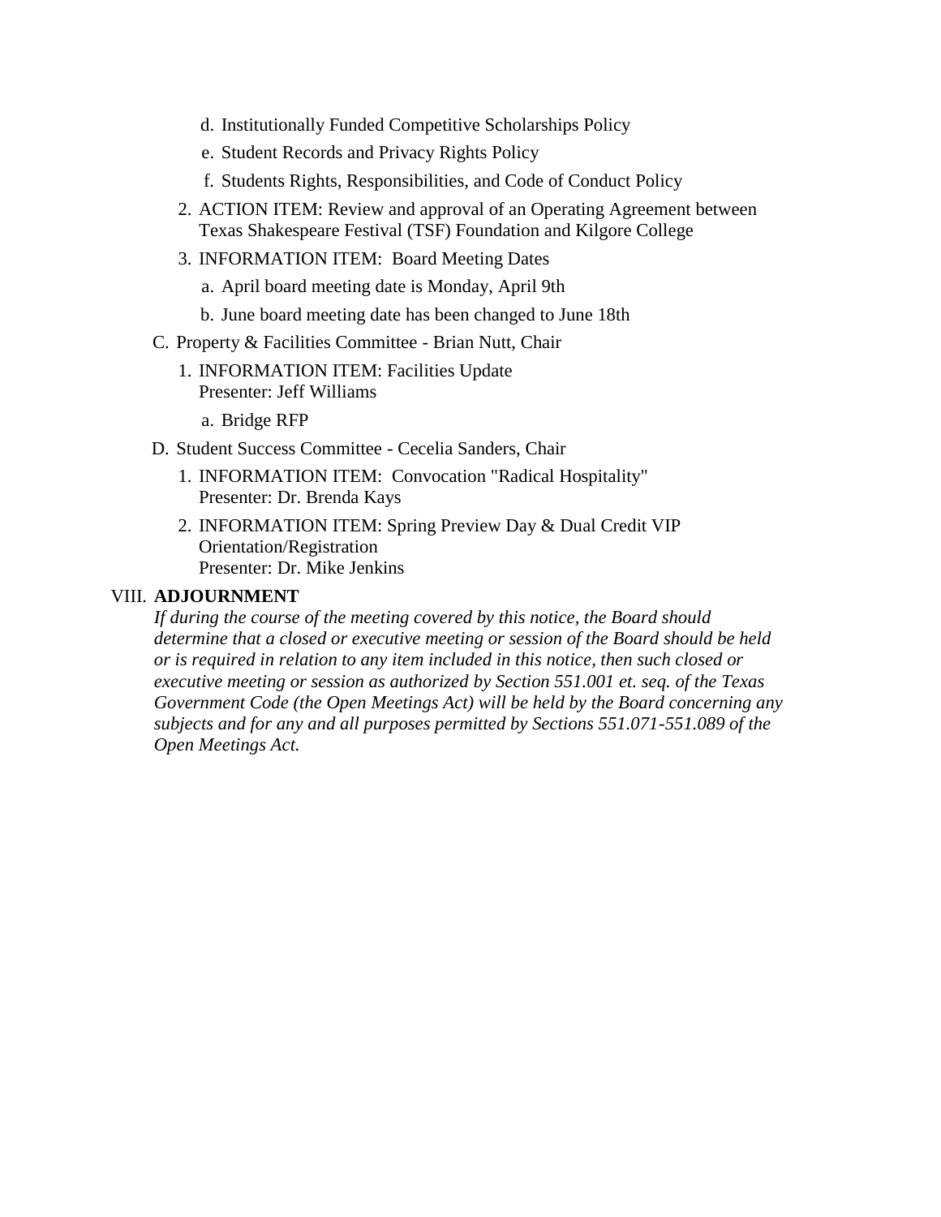d. Institutionally Funded Competitive Scholarships Policy
   e. Student Records and Privacy Rights Policy
   f. Students Rights, Responsibilities, and Code of Conduct Policy

2. ACTION ITEM: Review and approval of an Operating Agreement between Texas Shakespeare Festival (TSF) Foundation and Kilgore College
3. INFORMATION ITEM: Board Meeting Dates
   a. April board meeting date is Monday, April 9th
   b. June board meeting date has been changed to June 18th

C. Property & Facilities Committee - Brian Nutt, Chair
   1. INFORMATION ITEM: Facilities Update
      Presenter: Jeff Williams
      a. Bridge RFP

D. Student Success Committee - Cecelia Sanders, Chair
   1. INFORMATION ITEM: Convocation "Radical Hospitality"
      Presenter: Dr. Brenda Kays
   2. INFORMATION ITEM: Spring Preview Day & Dual Credit VIP Orientation/Registration
      Presenter: Dr. Mike Jenkins

VIII. **ADJOURNMENT**

*If during the course of the meeting covered by this notice, the Board should determine that a closed or executive meeting or session of the Board should be held or is required in relation to any item included in this notice, then such closed or executive meeting or session as authorized by Section 551.001 et. seq. of the Texas Government Code (the Open Meetings Act) will be held by the Board concerning any subjects and for any and all purposes permitted by Sections 551.071-551.089 of the Open Meetings Act.*